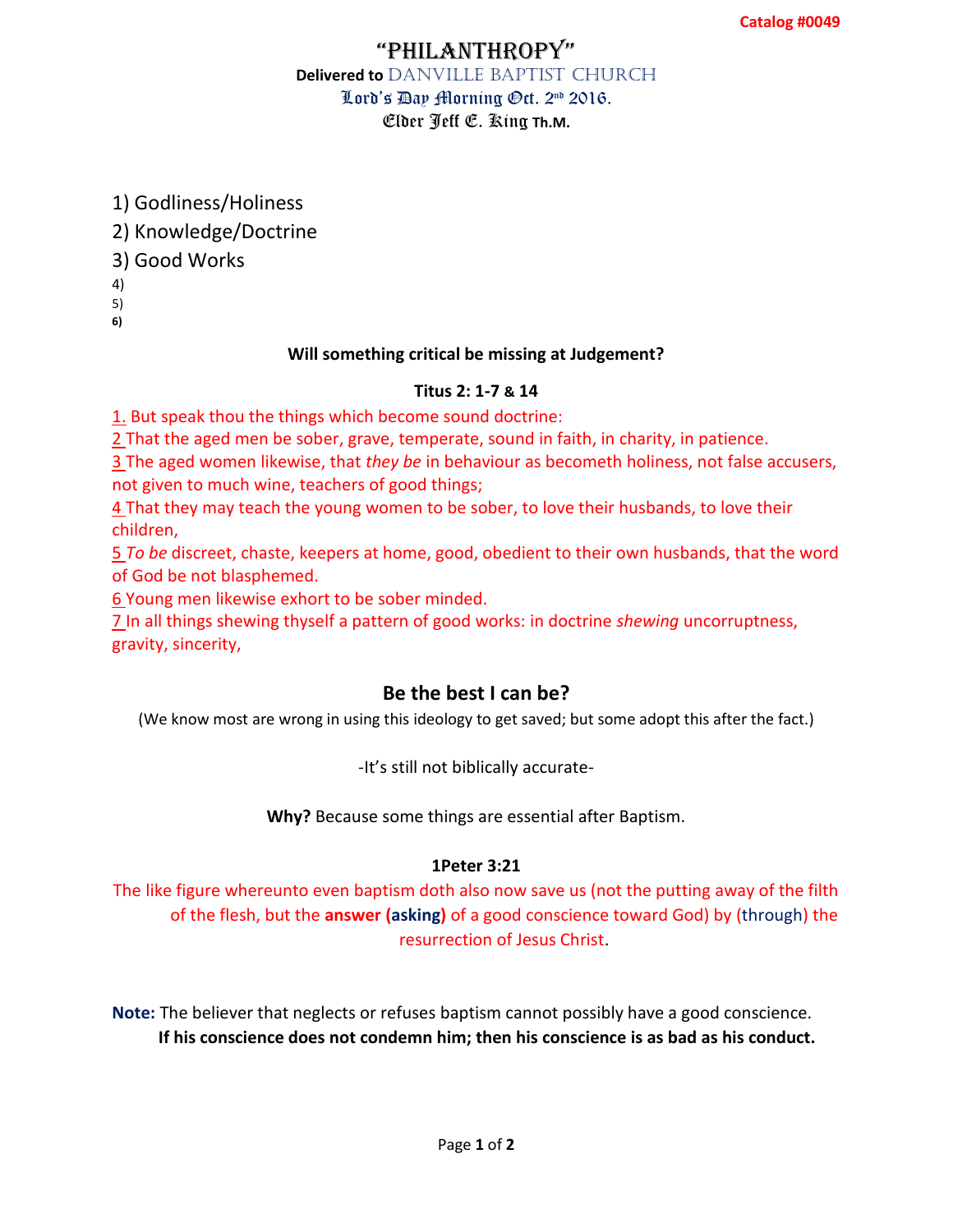Catalog #0049

# "PHILANTHROPY"

**Delivered to** DANVILLE BAPTIST CHURCH

Lord's Day Morning Oct. 2nd 2016.

Elder Jeff E. King **Th.M.**

1) Godliness/Holiness
2) Knowledge/Doctrine
3) Good Works
4)
5)
6)

**Will something critical be missing at Judgement?**

**Titus 2: 1-7 & 14**

1. But speak thou the things which become sound doctrine:
2 That the aged men be sober, grave, temperate, sound in faith, in charity, in patience.
3 The aged women likewise, that *they be* in behaviour as becometh holiness, not false accusers, not given to much wine, teachers of good things;
4 That they may teach the young women to be sober, to love their husbands, to love their children,
5 *To be* discreet, chaste, keepers at home, good, obedient to their own husbands, that the word of God be not blasphemed.
6 Young men likewise exhort to be sober minded.
7 In all things shewing thyself a pattern of good works: in doctrine *shewing* uncorruptness, gravity, sincerity,

## Be the best I can be?

(We know most are wrong in using this ideology to get saved; but some adopt this after the fact.)

-It's still not biblically accurate-

**Why?** Because some things are essential after Baptism.

**1Peter 3:21**

The like figure whereunto even baptism doth also now save us (not the putting away of the filth of the flesh, but the **answer (asking)** of a good conscience toward God) by (through) the resurrection of Jesus Christ.

**Note:** The believer that neglects or refuses baptism cannot possibly have a good conscience.
**If his conscience does not condemn him; then his conscience is as bad as his conduct.**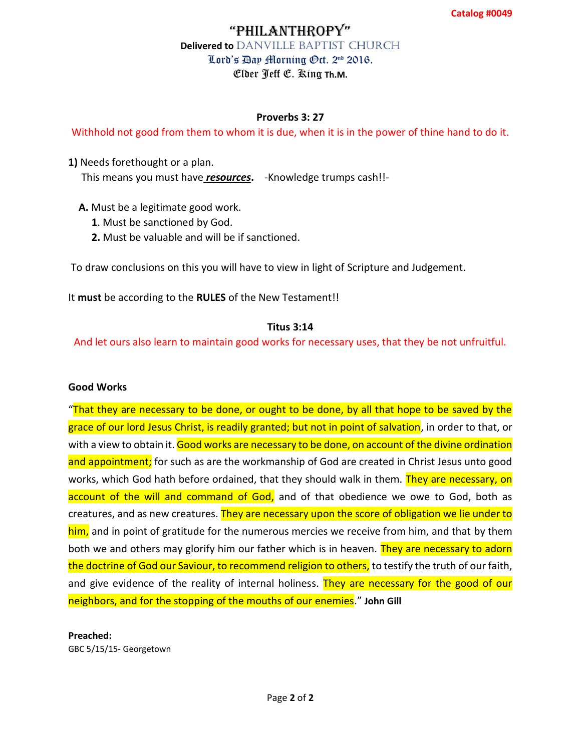Catalog #0049

# "PHILANTHROPY"

**Delivered to** DANVILLE BAPTIST CHURCH

Lord's Day Morning Oct. 2nd 2016.

Elder Jeff E. King **Th.M.**

**Proverbs 3: 27**

Withhold not good from them to whom it is due, when it is in the power of thine hand to do it.

**1)** Needs forethought or a plan.
This means you must have ***resources*.** -Knowledge trumps cash!!-

**A.** Must be a legitimate good work.
**1**. Must be sanctioned by God.
**2.** Must be valuable and will be if sanctioned.

To draw conclusions on this you will have to view in light of Scripture and Judgement.

It **must** be according to the **RULES** of the New Testament!!

**Titus 3:14**

And let ours also learn to maintain good works for necessary uses, that they be not unfruitful.

**Good Works**

"That they are necessary to be done, or ought to be done, by all that hope to be saved by the grace of our lord Jesus Christ, is readily granted; but not in point of salvation, in order to that, or with a view to obtain it. Good works are necessary to be done, on account of the divine ordination and appointment; for such as are the workmanship of God are created in Christ Jesus unto good works, which God hath before ordained, that they should walk in them. They are necessary, on account of the will and command of God, and of that obedience we owe to God, both as creatures, and as new creatures. They are necessary upon the score of obligation we lie under to him, and in point of gratitude for the numerous mercies we receive from him, and that by them both we and others may glorify him our father which is in heaven. They are necessary to adorn the doctrine of God our Saviour, to recommend religion to others, to testify the truth of our faith, and give evidence of the reality of internal holiness. They are necessary for the good of our neighbors, and for the stopping of the mouths of our enemies." **John Gill**

**Preached:**
GBC 5/15/15- Georgetown